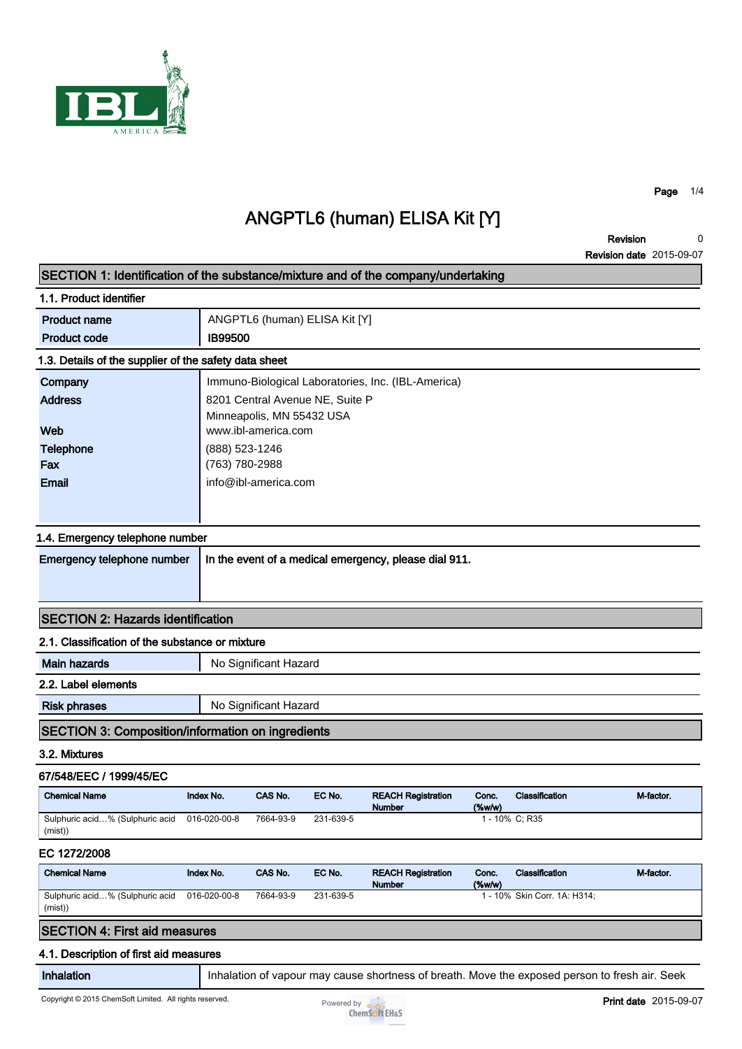# ANGPTL6 (human) ELISA Kit [Y]

**Revision** 0
**Revision date** 2015-09-07

## SECTION 1: Identification of the substance/mixture and of the company/undertaking

### 1.1. Product identifier

| | |
|---|---|
| **Product name** | ANGPTL6 (human) ELISA Kit [Y] |
| **Product code** | IB99500 |

### 1.3. Details of the supplier of the safety data sheet

| | |
|---|---|
| **Company** | Immuno-Biological Laboratories, Inc. (IBL-America) |
| **Address** | 8201 Central Avenue NE, Suite P<br>Minneapolis, MN 55432 USA |
| **Web** | www.ibl-america.com |
| **Telephone** | (888) 523-1246 |
| **Fax** | (763) 780-2988 |
| **Email** | info@ibl-america.com |

### 1.4. Emergency telephone number

| | |
|---|---|
| **Emergency telephone number** | In the event of a medical emergency, please dial 911. |

## SECTION 2: Hazards identification

### 2.1. Classification of the substance or mixture

| | |
|---|---|
| **Main hazards** | No Significant Hazard |

### 2.2. Label elements

| | |
|---|---|
| **Risk phrases** | No Significant Hazard |

## SECTION 3: Composition/information on ingredients

### 3.2. Mixtures

**67/548/EEC / 1999/45/EC**

| Chemical Name | Index No. | CAS No. | EC No. | REACH Registration Number | Conc. (%w/w) | Classification | M-factor. |
|---|---|---|---|---|---|---|---|
| Sulphuric acid…% (Sulphuric acid (mist)) | 016-020-00-8 | 7664-93-9 | 231-639-5 | | 1 - 10% | C; R35 | |

**EC 1272/2008**

| Chemical Name | Index No. | CAS No. | EC No. | REACH Registration Number | Conc. (%w/w) | Classification | M-factor. |
|---|---|---|---|---|---|---|---|
| Sulphuric acid…% (Sulphuric acid (mist)) | 016-020-00-8 | 7664-93-9 | 231-639-5 | | 1 - 10% | Skin Corr. 1A: H314; | |

## SECTION 4: First aid measures

### 4.1. Description of first aid measures

| | |
|---|---|
| **Inhalation** | Inhalation of vapour may cause shortness of breath. Move the exposed person to fresh air. Seek |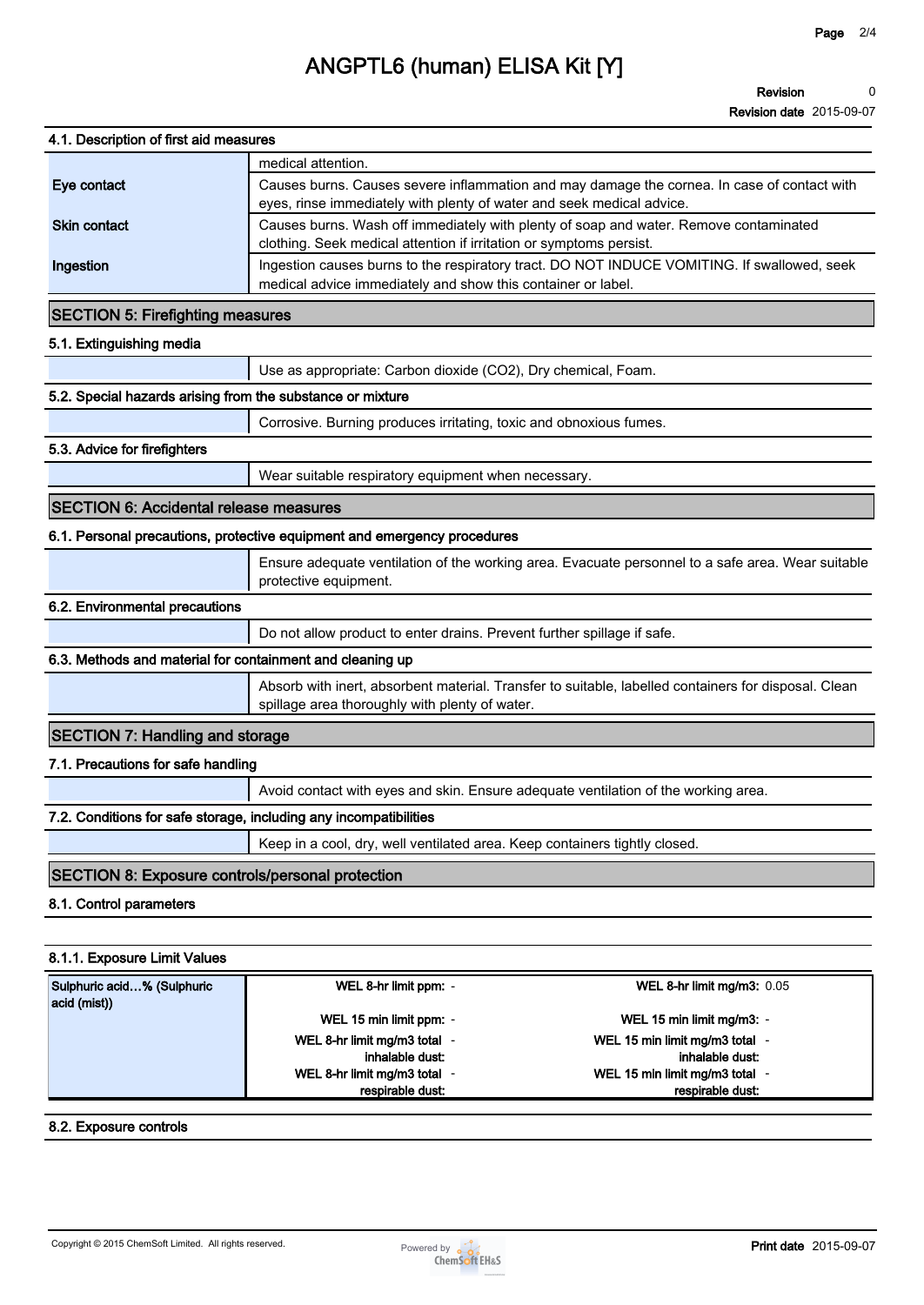### 4.1. Description of first aid measures

| | |
|---|---|
| | medical attention. |
| **Eye contact** | Causes burns. Causes severe inflammation and may damage the cornea. In case of contact with eyes, rinse immediately with plenty of water and seek medical advice. |
| **Skin contact** | Causes burns. Wash off immediately with plenty of soap and water. Remove contaminated clothing. Seek medical attention if irritation or symptoms persist. |
| **Ingestion** | Ingestion causes burns to the respiratory tract. DO NOT INDUCE VOMITING. If swallowed, seek medical advice immediately and show this container or label. |

## SECTION 5: Firefighting measures

### 5.1. Extinguishing media

Use as appropriate: Carbon dioxide ($CO_2$), Dry chemical, Foam.

### 5.2. Special hazards arising from the substance or mixture

Corrosive. Burning produces irritating, toxic and obnoxious fumes.

### 5.3. Advice for firefighters

Wear suitable respiratory equipment when necessary.

## SECTION 6: Accidental release measures

### 6.1. Personal precautions, protective equipment and emergency procedures

Ensure adequate ventilation of the working area. Evacuate personnel to a safe area. Wear suitable protective equipment.

### 6.2. Environmental precautions

Do not allow product to enter drains. Prevent further spillage if safe.

### 6.3. Methods and material for containment and cleaning up

Absorb with inert, absorbent material. Transfer to suitable, labelled containers for disposal. Clean spillage area thoroughly with plenty of water.

## SECTION 7: Handling and storage

### 7.1. Precautions for safe handling

Avoid contact with eyes and skin. Ensure adequate ventilation of the working area.

### 7.2. Conditions for safe storage, including any incompatibilities

Keep in a cool, dry, well ventilated area. Keep containers tightly closed.

## SECTION 8: Exposure controls/personal protection

### 8.1. Control parameters

#### 8.1.1. Exposure Limit Values

| Substance | | | | |
|---|---|---|---|---|
| **Sulphuric acid...% (Sulphuric acid (mist))** | **WEL 8-hr limit ppm:** | - | **WEL 8-hr limit mg/m3:** | 0.05 |
| | **WEL 15 min limit ppm:** | - | **WEL 15 min limit mg/m3:** | - |
| | **WEL 8-hr limit mg/m3 total inhalable dust:** | - | **WEL 15 min limit mg/m3 total inhalable dust:** | - |
| | **WEL 8-hr limit mg/m3 total respirable dust:** | - | **WEL 15 min limit mg/m3 total respirable dust:** | - |

### 8.2. Exposure controls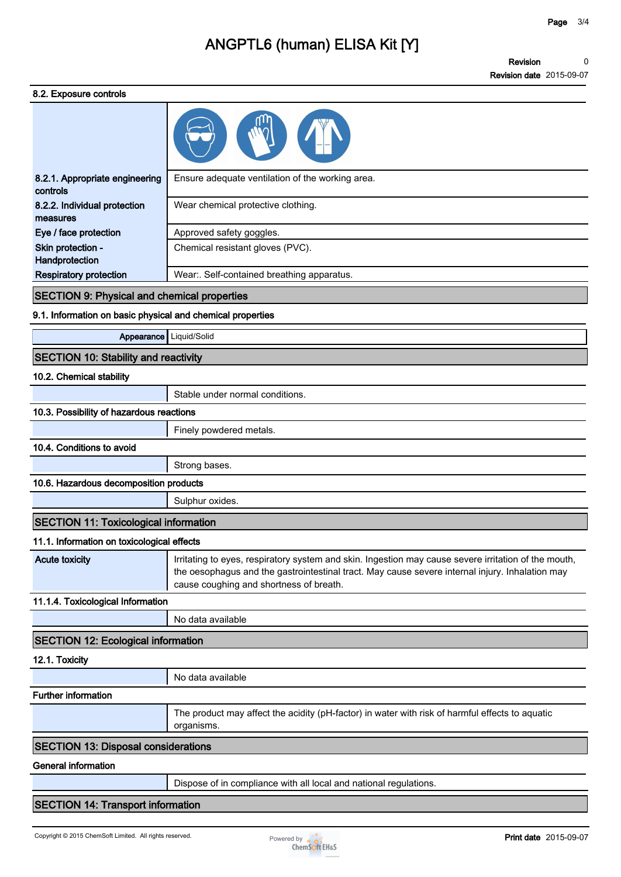# ANGPTL6 (human) ELISA Kit [Y]

**Revision** 0
**Revision date** 2015-09-07

### 8.2. Exposure controls

| | |
|---|---|
| **8.2.1. Appropriate engineering controls** | Ensure adequate ventilation of the working area. |
| **8.2.2. Individual protection measures** | Wear chemical protective clothing. |
| **Eye / face protection** | Approved safety goggles. |
| **Skin protection - Handprotection** | Chemical resistant gloves (PVC). |
| **Respiratory protection** | Wear:. Self-contained breathing apparatus. |

## SECTION 9: Physical and chemical properties

### 9.1. Information on basic physical and chemical properties

| | |
|---|---|
| **Appearance** | Liquid/Solid |

## SECTION 10: Stability and reactivity

### 10.2. Chemical stability

Stable under normal conditions.

### 10.3. Possibility of hazardous reactions

Finely powdered metals.

### 10.4. Conditions to avoid

Strong bases.

### 10.6. Hazardous decomposition products

Sulphur oxides.

## SECTION 11: Toxicological information

### 11.1. Information on toxicological effects

| | |
|---|---|
| **Acute toxicity** | Irritating to eyes, respiratory system and skin. Ingestion may cause severe irritation of the mouth, the oesophagus and the gastrointestinal tract. May cause severe internal injury. Inhalation may cause coughing and shortness of breath. |

### 11.1.4. Toxicological Information

No data available

## SECTION 12: Ecological information

### 12.1. Toxicity

No data available

### Further information

The product may affect the acidity (pH-factor) in water with risk of harmful effects to aquatic organisms.

## SECTION 13: Disposal considerations

### General information

Dispose of in compliance with all local and national regulations.

## SECTION 14: Transport information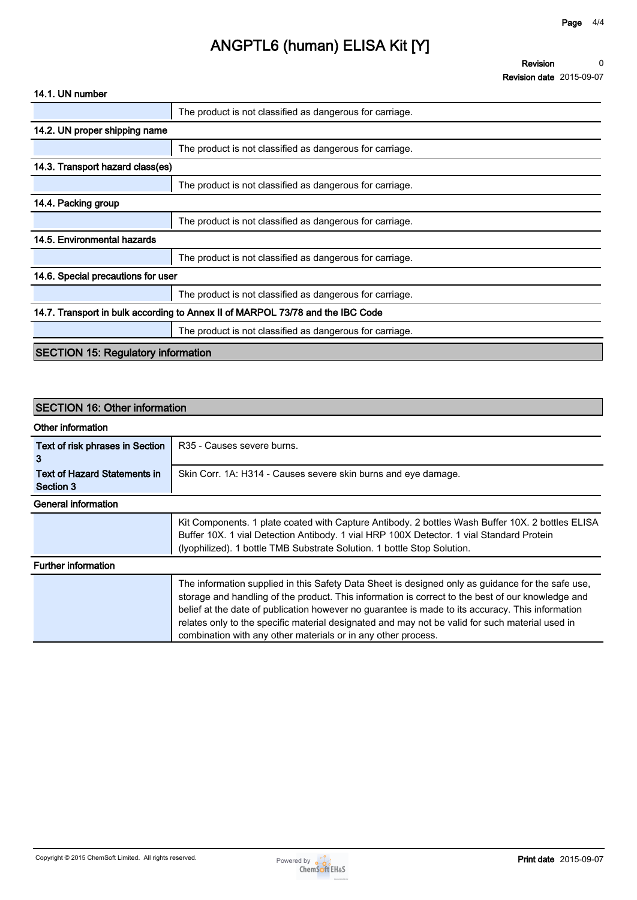### 14.1. UN number

| | |
|---|---|
| | The product is not classified as dangerous for carriage. |

### 14.2. UN proper shipping name

| | |
|---|---|
| | The product is not classified as dangerous for carriage. |

### 14.3. Transport hazard class(es)

| | |
|---|---|
| | The product is not classified as dangerous for carriage. |

### 14.4. Packing group

| | |
|---|---|
| | The product is not classified as dangerous for carriage. |

### 14.5. Environmental hazards

| | |
|---|---|
| | The product is not classified as dangerous for carriage. |

### 14.6. Special precautions for user

| | |
|---|---|
| | The product is not classified as dangerous for carriage. |

### 14.7. Transport in bulk according to Annex II of MARPOL 73/78 and the IBC Code

| | |
|---|---|
| | The product is not classified as dangerous for carriage. |

## SECTION 15: Regulatory information

## SECTION 16: Other information

### Other information

| | |
|---|---|
| Text of risk phrases in Section 3 | R35 - Causes severe burns. |
| Text of Hazard Statements in Section 3 | Skin Corr. 1A: H314 - Causes severe skin burns and eye damage. |

### General information

| | |
|---|---|
| | Kit Components. 1 plate coated with Capture Antibody. 2 bottles Wash Buffer 10X. 2 bottles ELISA Buffer 10X. 1 vial Detection Antibody. 1 vial HRP 100X Detector. 1 vial Standard Protein (lyophilized). 1 bottle TMB Substrate Solution. 1 bottle Stop Solution. |

### Further information

| | |
|---|---|
| | The information supplied in this Safety Data Sheet is designed only as guidance for the safe use, storage and handling of the product. This information is correct to the best of our knowledge and belief at the date of publication however no guarantee is made to its accuracy. This information relates only to the specific material designated and may not be valid for such material used in combination with any other materials or in any other process. |